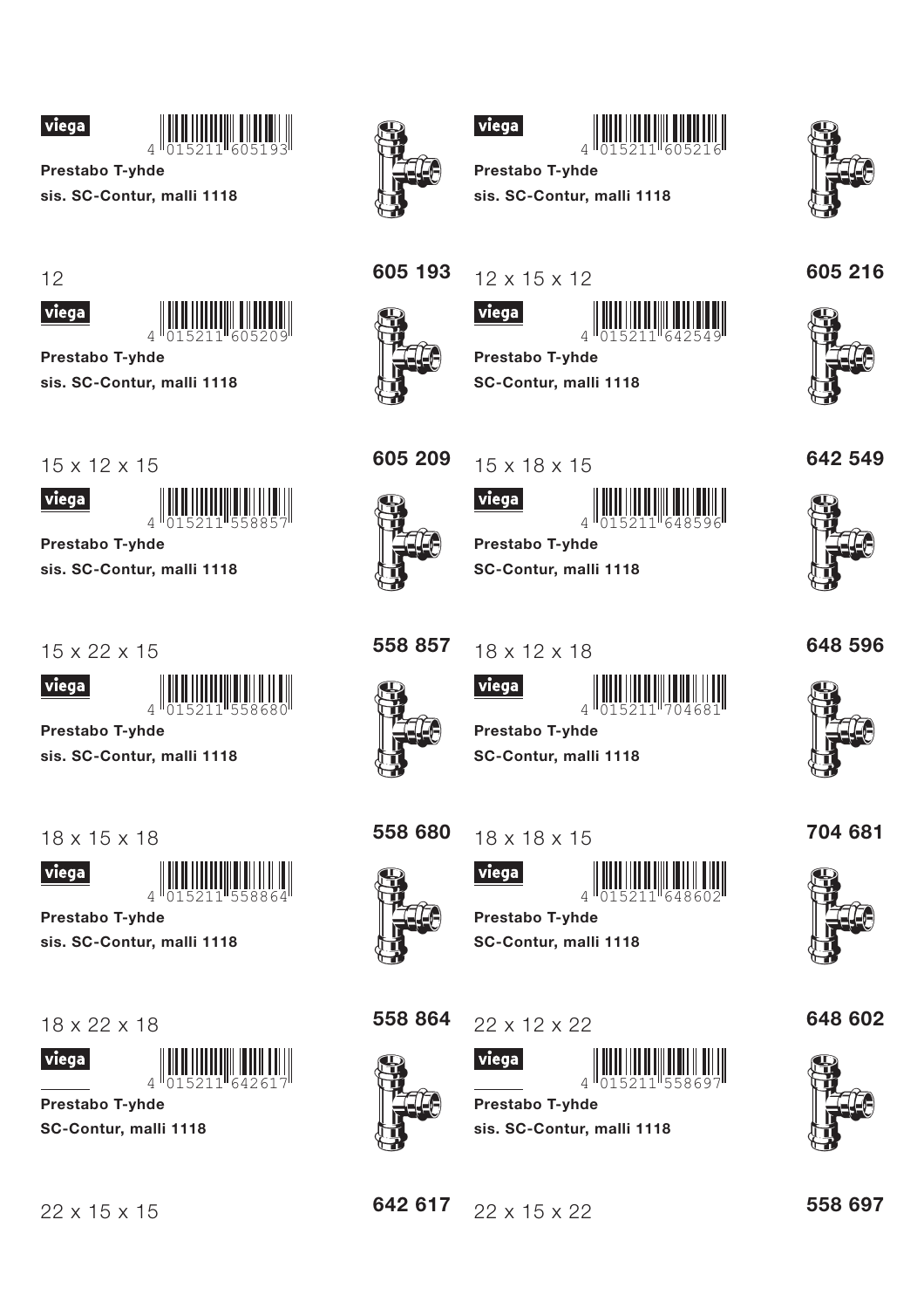viega

4 015211 605193

**Prestabo T-yhde**

**sis. SC-Contur, malli 1118**

12

**605 193**

---

viega

4 015211 605216

**Prestabo T-yhde**

**sis. SC-Contur, malli 1118**

12 x 15 x 12

**605 216**

---

viega

4 015211 605209

**Prestabo T-yhde**

**sis. SC-Contur, malli 1118**

15 x 12 x 15

**605 209**

---

viega

4 015211 642549

**Prestabo T-yhde**

**SC-Contur, malli 1118**

15 x 18 x 15

**642 549**

---

viega

4 015211 558857

**Prestabo T-yhde**

**sis. SC-Contur, malli 1118**

15 x 22 x 15

**558 857**

---

viega

4 015211 648596

**Prestabo T-yhde**

**SC-Contur, malli 1118**

18 x 12 x 18

**648 596**

---

viega

4 015211 558680

**Prestabo T-yhde**

**sis. SC-Contur, malli 1118**

18 x 15 x 18

**558 680**

---

viega

4 015211 704681

**Prestabo T-yhde**

**SC-Contur, malli 1118**

18 x 18 x 15

**704 681**

---

viega

4 015211 558864

**Prestabo T-yhde**

**sis. SC-Contur, malli 1118**

18 x 22 x 18

**558 864**

---

viega

4 015211 648602

**Prestabo T-yhde**

**SC-Contur, malli 1118**

22 x 12 x 22

**648 602**

---

viega

4 015211 642617

**Prestabo T-yhde**

**SC-Contur, malli 1118**

22 x 15 x 15

**642 617**

---

viega

4 015211 558697

**Prestabo T-yhde**

**sis. SC-Contur, malli 1118**

22 x 15 x 22

**558 697**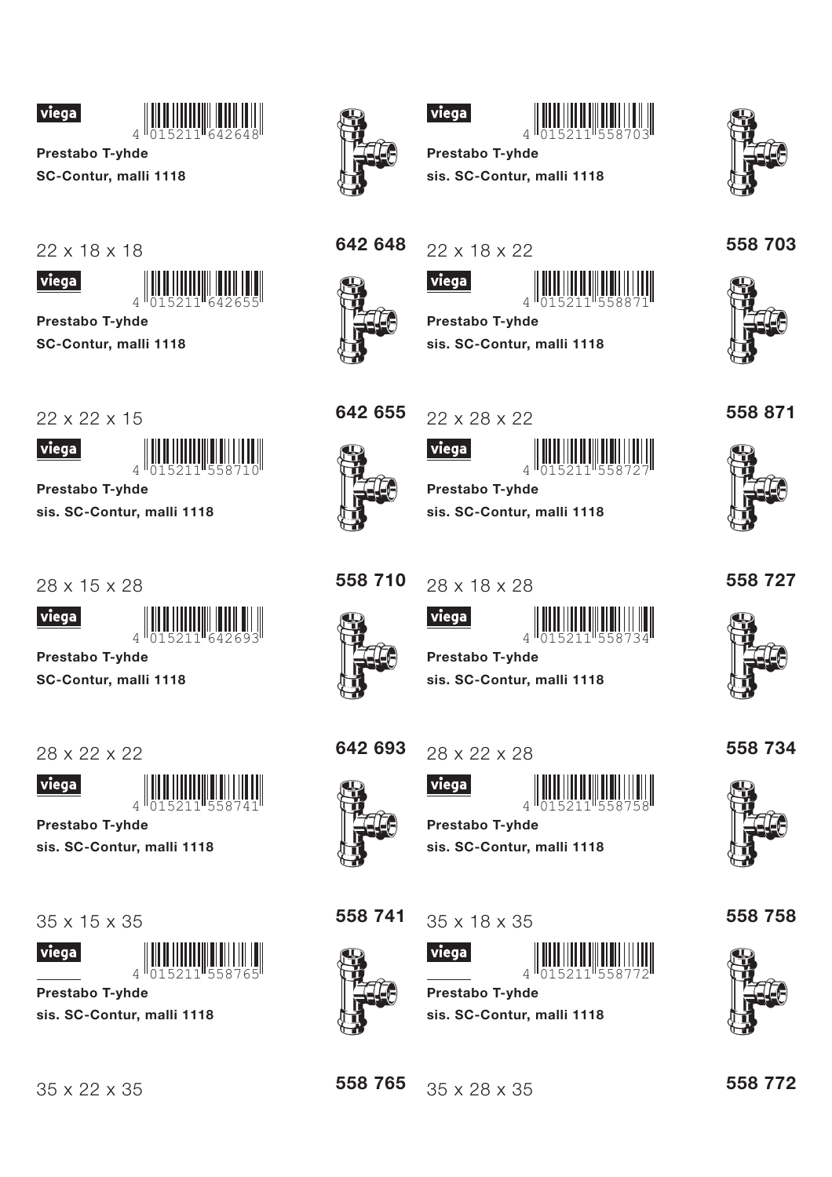4 015211 642648

**Prestabo T-yhde**

**SC-Contur, malli 1118**

22 x 18 x 18

**642 648**

4 015211 558703

**Prestabo T-yhde**

**sis. SC-Contur, malli 1118**

22 x 18 x 22

**558 703**

4 015211 642655

**Prestabo T-yhde**

**SC-Contur, malli 1118**

22 x 22 x 15

**642 655**

4 015211 558871

**Prestabo T-yhde**

**sis. SC-Contur, malli 1118**

22 x 28 x 22

**558 871**

4 015211 558710

**Prestabo T-yhde**

**sis. SC-Contur, malli 1118**

28 x 15 x 28

**558 710**

4 015211 558727

**Prestabo T-yhde**

**sis. SC-Contur, malli 1118**

28 x 18 x 28

**558 727**

4 015211 642693

**Prestabo T-yhde**

**SC-Contur, malli 1118**

28 x 22 x 22

**642 693**

4 015211 558734

**Prestabo T-yhde**

**sis. SC-Contur, malli 1118**

28 x 22 x 28

**558 734**

4 015211 558741

**Prestabo T-yhde**

**sis. SC-Contur, malli 1118**

35 x 15 x 35

**558 741**

4 015211 558758

**Prestabo T-yhde**

**sis. SC-Contur, malli 1118**

35 x 18 x 35

**558 758**

4 015211 558765

**Prestabo T-yhde**

**sis. SC-Contur, malli 1118**

35 x 22 x 35

**558 765**

4 015211 558772

**Prestabo T-yhde**

**sis. SC-Contur, malli 1118**

35 x 28 x 35

**558 772**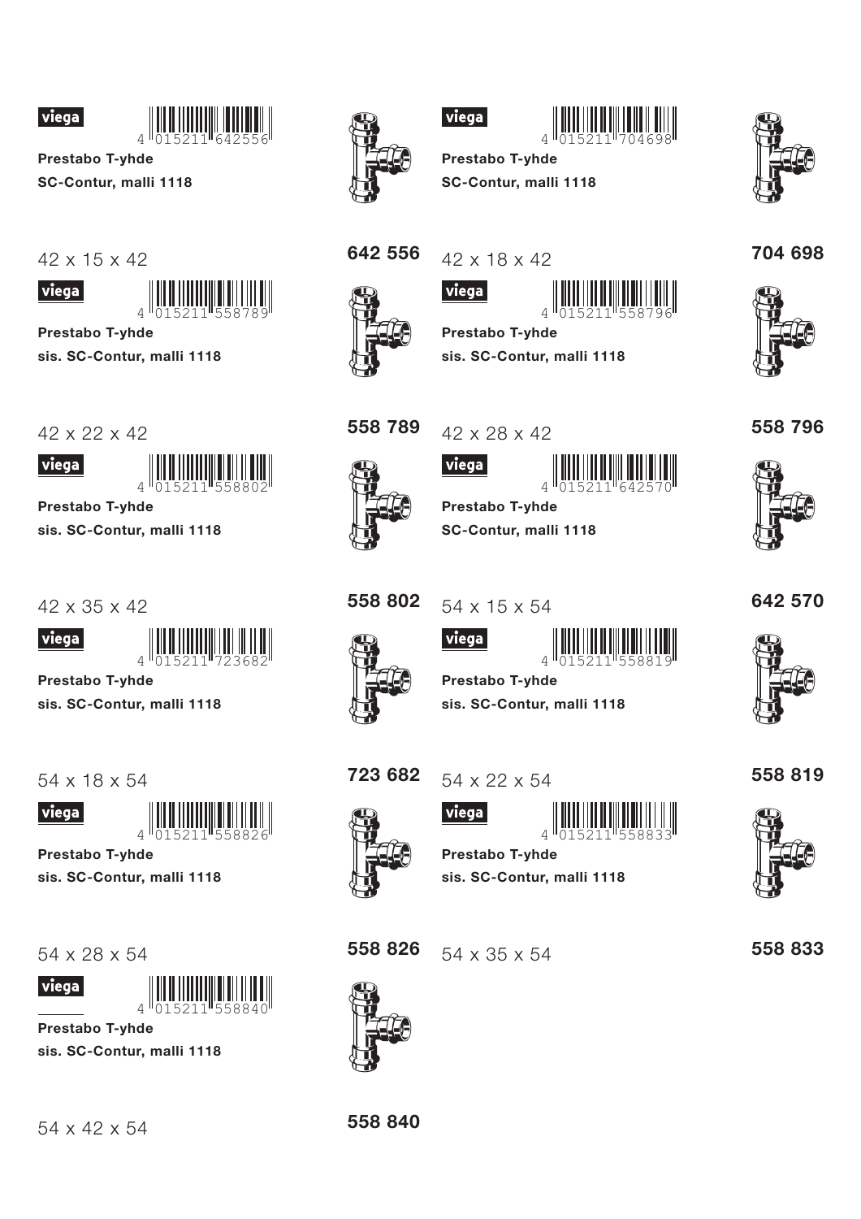viega

4 015211 642556

**Prestabo T-yhde**

**SC-Contur, malli 1118**

42 x 15 x 42

**642 556**

viega

4 015211 704698

**Prestabo T-yhde**

**SC-Contur, malli 1118**

42 x 18 x 42

**704 698**

viega

4 015211 558789

**Prestabo T-yhde**

**sis. SC-Contur, malli 1118**

42 x 22 x 42

**558 789**

viega

4 015211 558796

**Prestabo T-yhde**

**sis. SC-Contur, malli 1118**

42 x 28 x 42

**558 796**

viega

4 015211 558802

**Prestabo T-yhde**

**sis. SC-Contur, malli 1118**

42 x 35 x 42

**558 802**

viega

4 015211 642570

**Prestabo T-yhde**

**SC-Contur, malli 1118**

54 x 15 x 54

**642 570**

viega

4 015211 723682

**Prestabo T-yhde**

**sis. SC-Contur, malli 1118**

54 x 18 x 54

**723 682**

viega

4 015211 558819

**Prestabo T-yhde**

**sis. SC-Contur, malli 1118**

54 x 22 x 54

**558 819**

viega

4 015211 558826

**Prestabo T-yhde**

**sis. SC-Contur, malli 1118**

54 x 28 x 54

**558 826**

viega

4 015211 558833

**Prestabo T-yhde**

**sis. SC-Contur, malli 1118**

54 x 35 x 54

**558 833**

viega

4 015211 558840

**Prestabo T-yhde**

**sis. SC-Contur, malli 1118**

54 x 42 x 54

**558 840**